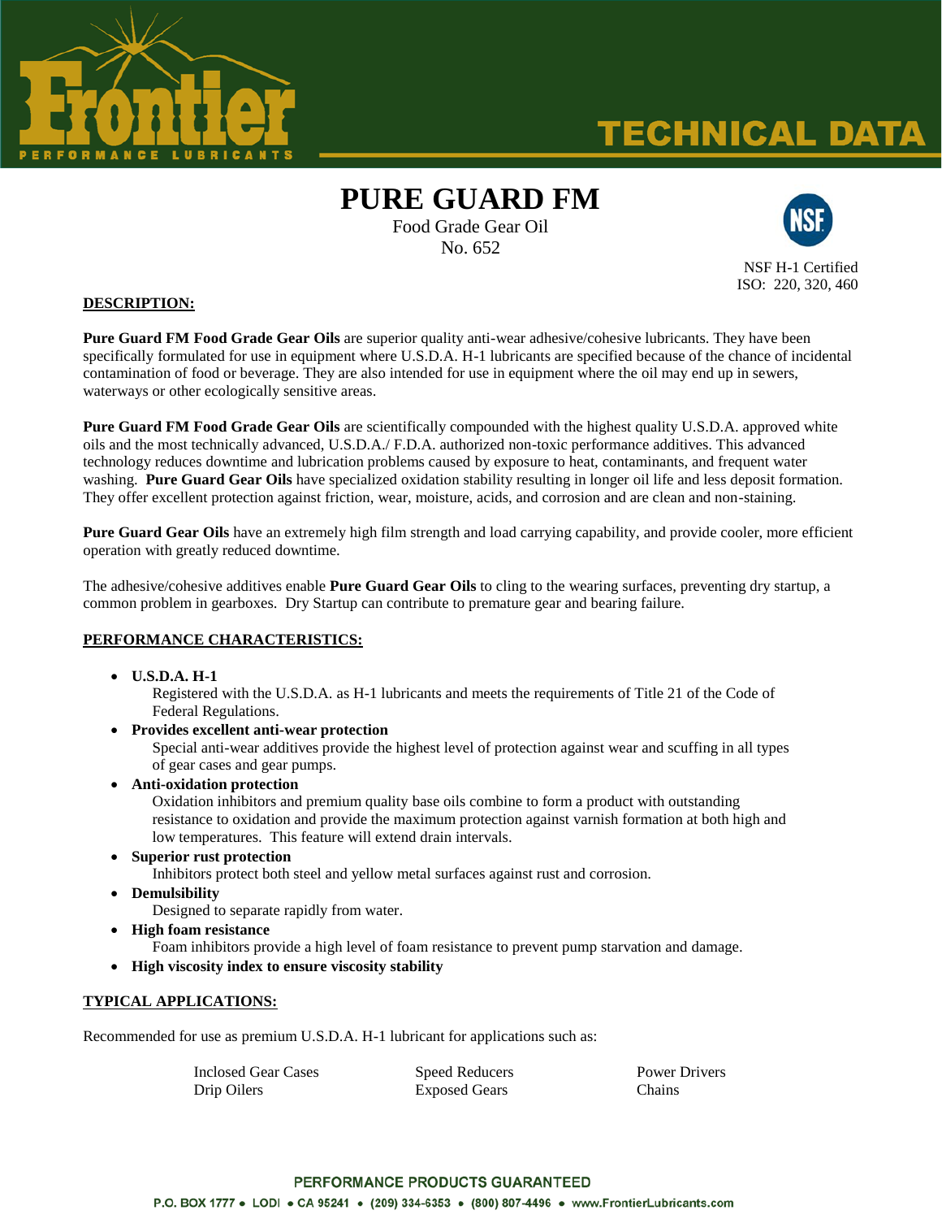# PURE GUARD FM

Food Grade Gear Oil
No. 652

NSF H-1 Certified
ISO: 220, 320, 460

## DESCRIPTION:

**Pure Guard FM Food Grade Gear Oils** are superior quality anti-wear adhesive/cohesive lubricants. They have been specifically formulated for use in equipment where U.S.D.A. H-1 lubricants are specified because of the chance of incidental contamination of food or beverage. They are also intended for use in equipment where the oil may end up in sewers, waterways or other ecologically sensitive areas.

**Pure Guard FM Food Grade Gear Oils** are scientifically compounded with the highest quality U.S.D.A. approved white oils and the most technically advanced, U.S.D.A./ F.D.A. authorized non-toxic performance additives. This advanced technology reduces downtime and lubrication problems caused by exposure to heat, contaminants, and frequent water washing. **Pure Guard Gear Oils** have specialized oxidation stability resulting in longer oil life and less deposit formation. They offer excellent protection against friction, wear, moisture, acids, and corrosion and are clean and non-staining.

**Pure Guard Gear Oils** have an extremely high film strength and load carrying capability, and provide cooler, more efficient operation with greatly reduced downtime.

The adhesive/cohesive additives enable **Pure Guard Gear Oils** to cling to the wearing surfaces, preventing dry startup, a common problem in gearboxes. Dry Startup can contribute to premature gear and bearing failure.

## PERFORMANCE CHARACTERISTICS:

- **U.S.D.A. H-1**
  Registered with the U.S.D.A. as H-1 lubricants and meets the requirements of Title 21 of the Code of Federal Regulations.
- **Provides excellent anti-wear protection**
  Special anti-wear additives provide the highest level of protection against wear and scuffing in all types of gear cases and gear pumps.
- **Anti-oxidation protection**
  Oxidation inhibitors and premium quality base oils combine to form a product with outstanding resistance to oxidation and provide the maximum protection against varnish formation at both high and low temperatures. This feature will extend drain intervals.
- **Superior rust protection**
  Inhibitors protect both steel and yellow metal surfaces against rust and corrosion.
- **Demulsibility**
  Designed to separate rapidly from water.
- **High foam resistance**
  Foam inhibitors provide a high level of foam resistance to prevent pump starvation and damage.
- **High viscosity index to ensure viscosity stability**

## TYPICAL APPLICATIONS:

Recommended for use as premium U.S.D.A. H-1 lubricant for applications such as:

| | | |
|---|---|---|
| Inclosed Gear Cases | Speed Reducers | Power Drivers |
| Drip Oilers | Exposed Gears | Chains |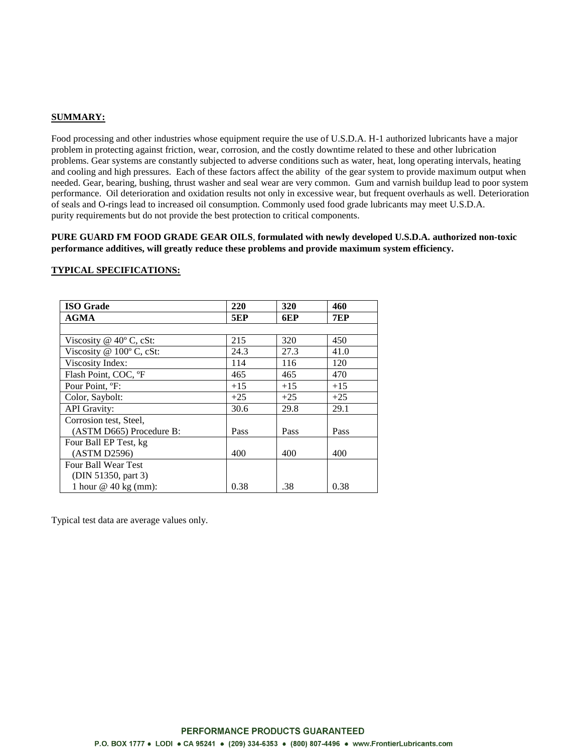## SUMMARY:

Food processing and other industries whose equipment require the use of U.S.D.A. H-1 authorized lubricants have a major problem in protecting against friction, wear, corrosion, and the costly downtime related to these and other lubrication problems. Gear systems are constantly subjected to adverse conditions such as water, heat, long operating intervals, heating and cooling and high pressures. Each of these factors affect the ability of the gear system to provide maximum output when needed. Gear, bearing, bushing, thrust washer and seal wear are very common. Gum and varnish buildup lead to poor system performance. Oil deterioration and oxidation results not only in excessive wear, but frequent overhauls as well. Deterioration of seals and O-rings lead to increased oil consumption. Commonly used food grade lubricants may meet U.S.D.A. purity requirements but do not provide the best protection to critical components.

**PURE GUARD FM FOOD GRADE GEAR OILS, formulated with newly developed U.S.D.A. authorized non-toxic performance additives, will greatly reduce these problems and provide maximum system efficiency.**

## TYPICAL SPECIFICATIONS:

| **ISO Grade** | **220** | **320** | **460** |
|---|---|---|---|
| **AGMA** | **5EP** | **6EP** | **7EP** |
| | | | |
| Viscosity @ 40º C, cSt: | 215 | 320 | 450 |
| Viscosity @ 100º C, cSt: | 24.3 | 27.3 | 41.0 |
| Viscosity Index: | 114 | 116 | 120 |
| Flash Point, COC, ºF | 465 | 465 | 470 |
| Pour Point, ºF: | +15 | +15 | +15 |
| Color, Saybolt: | +25 | +25 | +25 |
| API Gravity: | 30.6 | 29.8 | 29.1 |
| Corrosion test, Steel, (ASTM D665) Procedure B: | Pass | Pass | Pass |
| Four Ball EP Test, kg (ASTM D2596) | 400 | 400 | 400 |
| Four Ball Wear Test (DIN 51350, part 3) 1 hour @ 40 kg (mm): | 0.38 | .38 | 0.38 |

Typical test data are average values only.

PERFORMANCE PRODUCTS GUARANTEED

P.O. BOX 1777 ● LODI ● CA 95241 ● (209) 334-6353 ● (800) 807-4496 ● www.FrontierLubricants.com